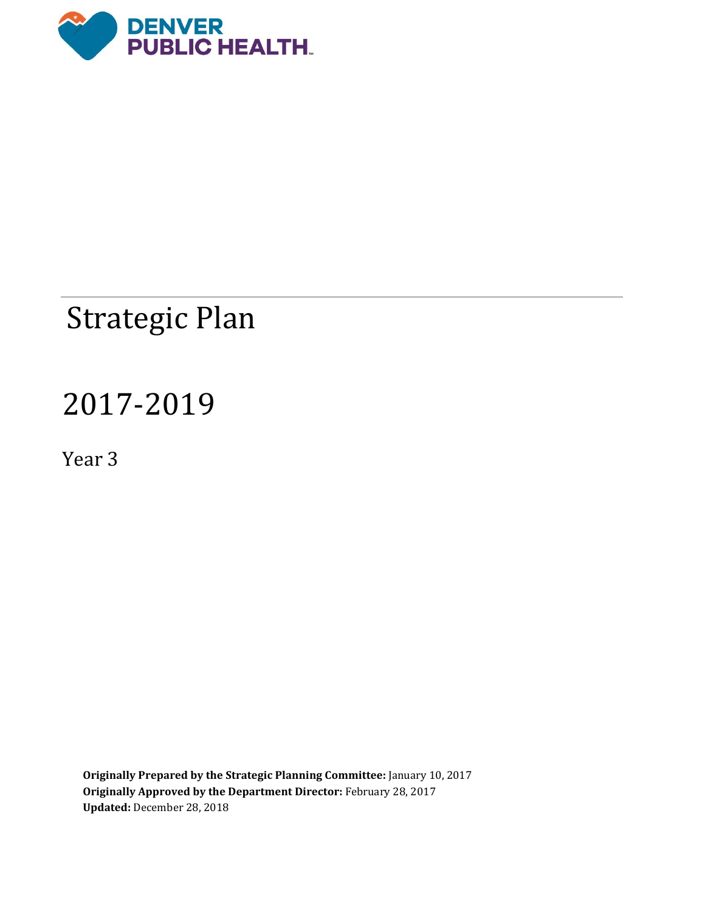DENVER PUBLIC HEALTH

# Strategic Plan

# 2017-2019

Year 3

**Originally Prepared by the Strategic Planning Committee:** January 10, 2017
**Originally Approved by the Department Director:** February 28, 2017
**Updated:** December 28, 2018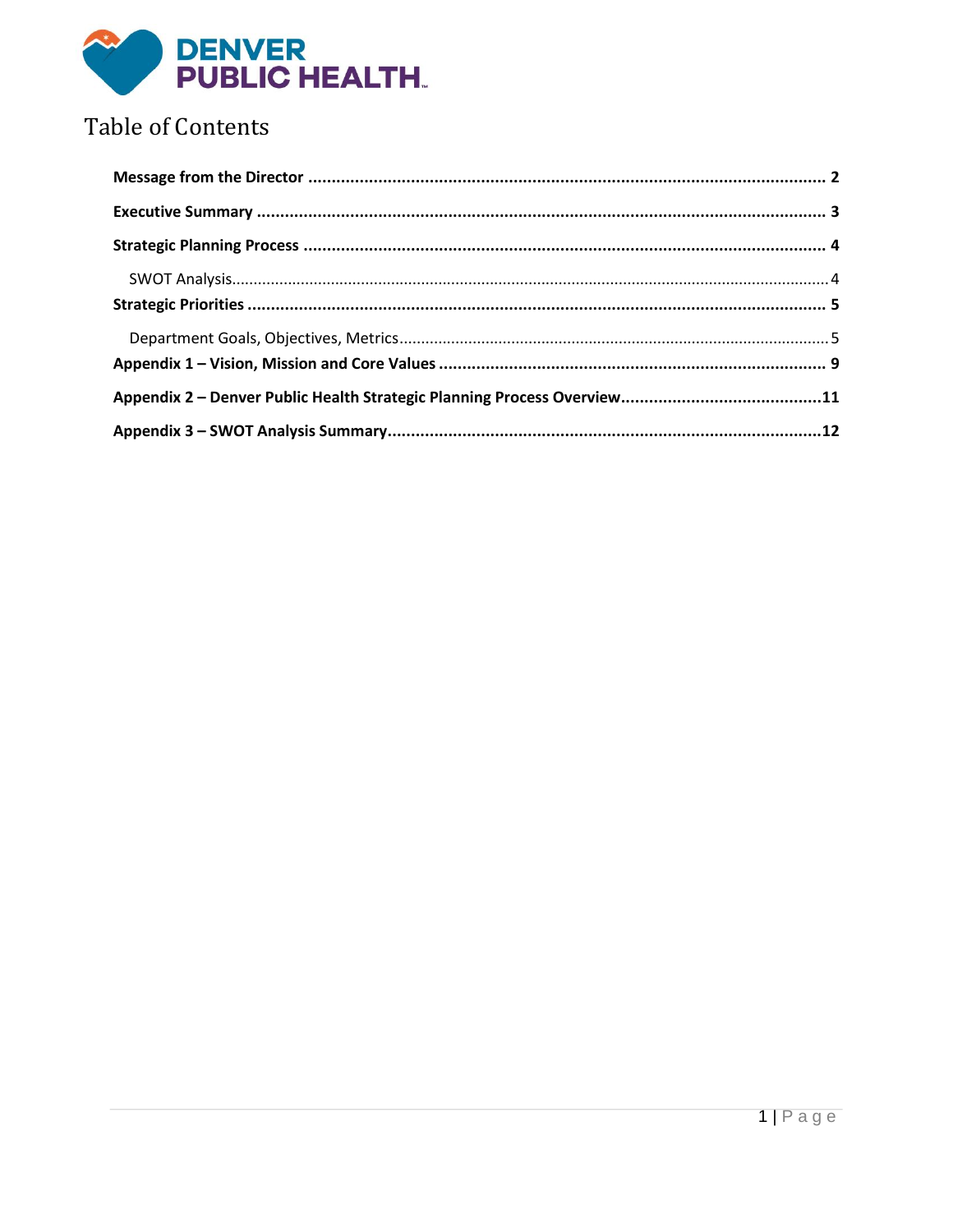# Table of Contents

**Message from the Director** .......... 2

**Executive Summary** .......... 3

**Strategic Planning Process** .......... 4

- SWOT Analysis .......... 4

**Strategic Priorities** .......... 5

- Department Goals, Objectives, Metrics .......... 5

**Appendix 1 – Vision, Mission and Core Values** .......... 9

**Appendix 2 – Denver Public Health Strategic Planning Process Overview** .......... 11

**Appendix 3 – SWOT Analysis Summary** .......... 12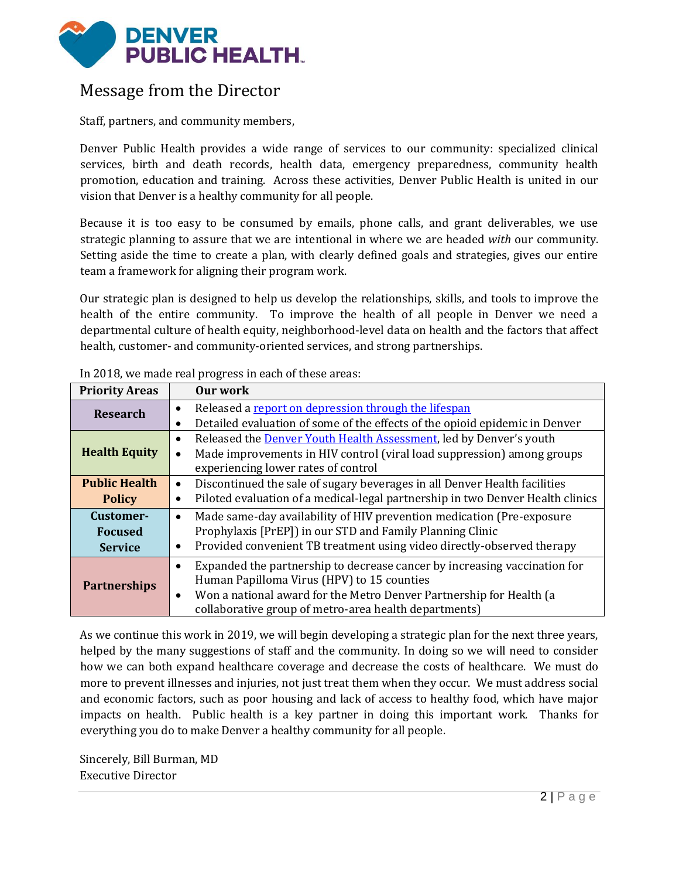# Message from the Director

Staff, partners, and community members,

Denver Public Health provides a wide range of services to our community: specialized clinical services, birth and death records, health data, emergency preparedness, community health promotion, education and training. Across these activities, Denver Public Health is united in our vision that Denver is a healthy community for all people.

Because it is too easy to be consumed by emails, phone calls, and grant deliverables, we use strategic planning to assure that we are intentional in where we are headed *with* our community. Setting aside the time to create a plan, with clearly defined goals and strategies, gives our entire team a framework for aligning their program work.

Our strategic plan is designed to help us develop the relationships, skills, and tools to improve the health of the entire community. To improve the health of all people in Denver we need a departmental culture of health equity, neighborhood-level data on health and the factors that affect health, customer- and community-oriented services, and strong partnerships.

In 2018, we made real progress in each of these areas:

| Priority Areas | Our work |
|---|---|
| **Research** | • Released a report on depression through the lifespan<br>• Detailed evaluation of some of the effects of the opioid epidemic in Denver |
| **Health Equity** | • Released the Denver Youth Health Assessment, led by Denver's youth<br>• Made improvements in HIV control (viral load suppression) among groups experiencing lower rates of control |
| **Public Health Policy** | • Discontinued the sale of sugary beverages in all Denver Health facilities<br>• Piloted evaluation of a medical-legal partnership in two Denver Health clinics |
| **Customer-Focused Service** | • Made same-day availability of HIV prevention medication (Pre-exposure Prophylaxis [PrEP]) in our STD and Family Planning Clinic<br>• Provided convenient TB treatment using video directly-observed therapy |
| **Partnerships** | • Expanded the partnership to decrease cancer by increasing vaccination for Human Papilloma Virus (HPV) to 15 counties<br>• Won a national award for the Metro Denver Partnership for Health (a collaborative group of metro-area health departments) |

As we continue this work in 2019, we will begin developing a strategic plan for the next three years, helped by the many suggestions of staff and the community. In doing so we will need to consider how we can both expand healthcare coverage and decrease the costs of healthcare. We must do more to prevent illnesses and injuries, not just treat them when they occur. We must address social and economic factors, such as poor housing and lack of access to healthy food, which have major impacts on health. Public health is a key partner in doing this important work. Thanks for everything you do to make Denver a healthy community for all people.

Sincerely, Bill Burman, MD
Executive Director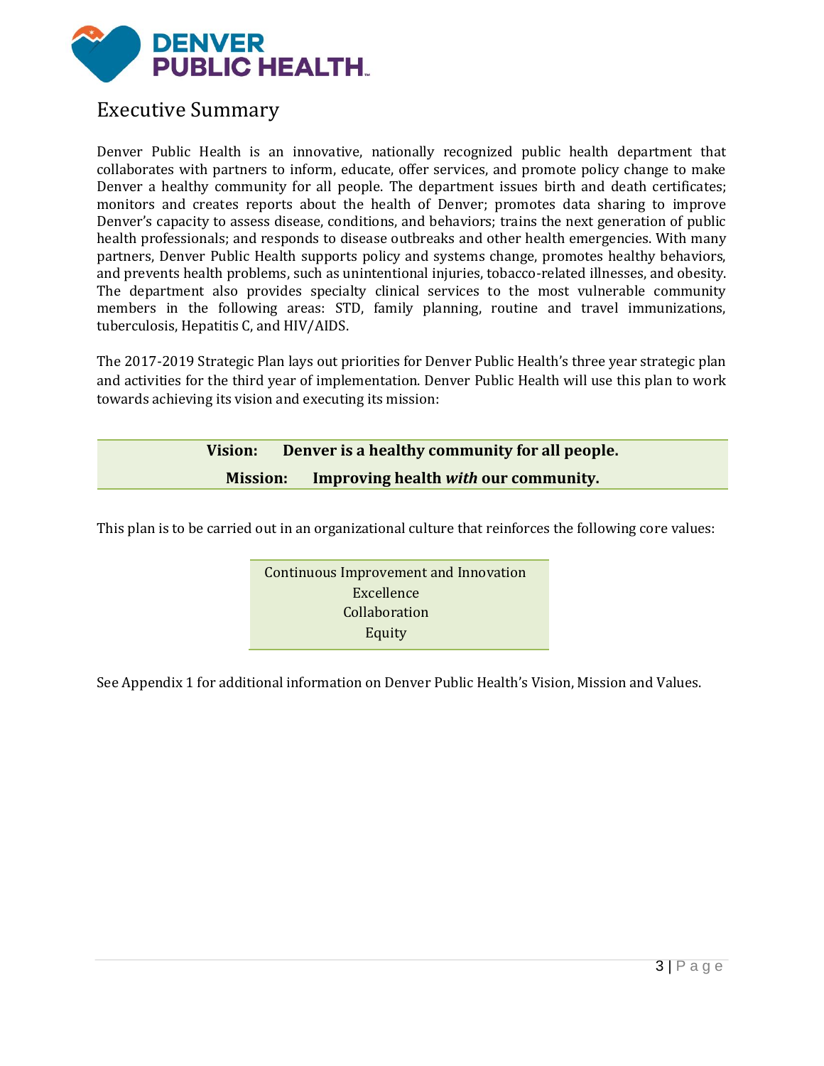# Executive Summary

Denver Public Health is an innovative, nationally recognized public health department that collaborates with partners to inform, educate, offer services, and promote policy change to make Denver a healthy community for all people. The department issues birth and death certificates; monitors and creates reports about the health of Denver; promotes data sharing to improve Denver's capacity to assess disease, conditions, and behaviors; trains the next generation of public health professionals; and responds to disease outbreaks and other health emergencies. With many partners, Denver Public Health supports policy and systems change, promotes healthy behaviors, and prevents health problems, such as unintentional injuries, tobacco-related illnesses, and obesity. The department also provides specialty clinical services to the most vulnerable community members in the following areas: STD, family planning, routine and travel immunizations, tuberculosis, Hepatitis C, and HIV/AIDS.

The 2017-2019 Strategic Plan lays out priorities for Denver Public Health's three year strategic plan and activities for the third year of implementation. Denver Public Health will use this plan to work towards achieving its vision and executing its mission:

**Vision: Denver is a healthy community for all people.**

**Mission: Improving health *with* our community.**

This plan is to be carried out in an organizational culture that reinforces the following core values:

Continuous Improvement and Innovation
Excellence
Collaboration
Equity

See Appendix 1 for additional information on Denver Public Health's Vision, Mission and Values.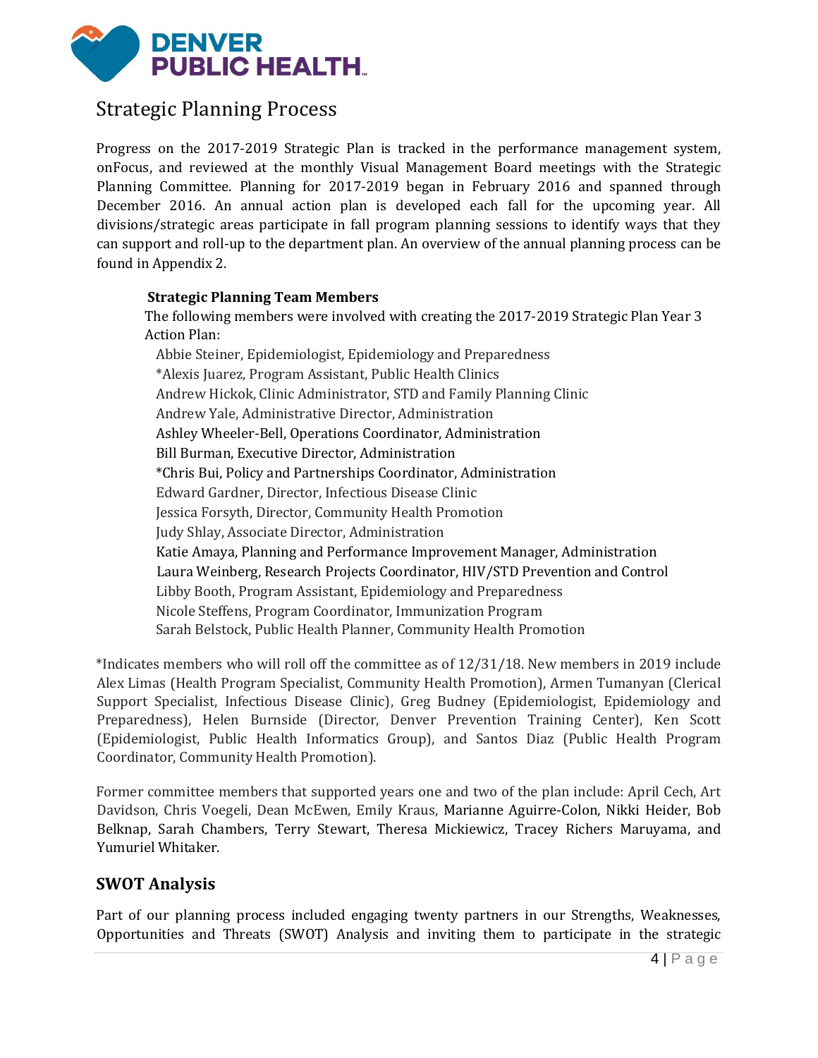## Strategic Planning Process

Progress on the 2017-2019 Strategic Plan is tracked in the performance management system, onFocus, and reviewed at the monthly Visual Management Board meetings with the Strategic Planning Committee. Planning for 2017-2019 began in February 2016 and spanned through December 2016. An annual action plan is developed each fall for the upcoming year. All divisions/strategic areas participate in fall program planning sessions to identify ways that they can support and roll-up to the department plan. An overview of the annual planning process can be found in Appendix 2.

**Strategic Planning Team Members**

The following members were involved with creating the 2017-2019 Strategic Plan Year 3 Action Plan:

Abbie Steiner, Epidemiologist, Epidemiology and Preparedness
*Alexis Juarez, Program Assistant, Public Health Clinics
Andrew Hickok, Clinic Administrator, STD and Family Planning Clinic
Andrew Yale, Administrative Director, Administration
Ashley Wheeler-Bell, Operations Coordinator, Administration
Bill Burman, Executive Director, Administration
*Chris Bui, Policy and Partnerships Coordinator, Administration
Edward Gardner, Director, Infectious Disease Clinic
Jessica Forsyth, Director, Community Health Promotion
Judy Shlay, Associate Director, Administration
Katie Amaya, Planning and Performance Improvement Manager, Administration
Laura Weinberg, Research Projects Coordinator, HIV/STD Prevention and Control
Libby Booth, Program Assistant, Epidemiology and Preparedness
Nicole Steffens, Program Coordinator, Immunization Program
Sarah Belstock, Public Health Planner, Community Health Promotion

*Indicates members who will roll off the committee as of 12/31/18. New members in 2019 include Alex Limas (Health Program Specialist, Community Health Promotion), Armen Tumanyan (Clerical Support Specialist, Infectious Disease Clinic), Greg Budney (Epidemiologist, Epidemiology and Preparedness), Helen Burnside (Director, Denver Prevention Training Center), Ken Scott (Epidemiologist, Public Health Informatics Group), and Santos Diaz (Public Health Program Coordinator, Community Health Promotion).

Former committee members that supported years one and two of the plan include: April Cech, Art Davidson, Chris Voegeli, Dean McEwen, Emily Kraus, Marianne Aguirre-Colon, Nikki Heider, Bob Belknap, Sarah Chambers, Terry Stewart, Theresa Mickiewicz, Tracey Richers Maruyama, and Yumuriel Whitaker.

## SWOT Analysis

Part of our planning process included engaging twenty partners in our Strengths, Weaknesses, Opportunities and Threats (SWOT) Analysis and inviting them to participate in the strategic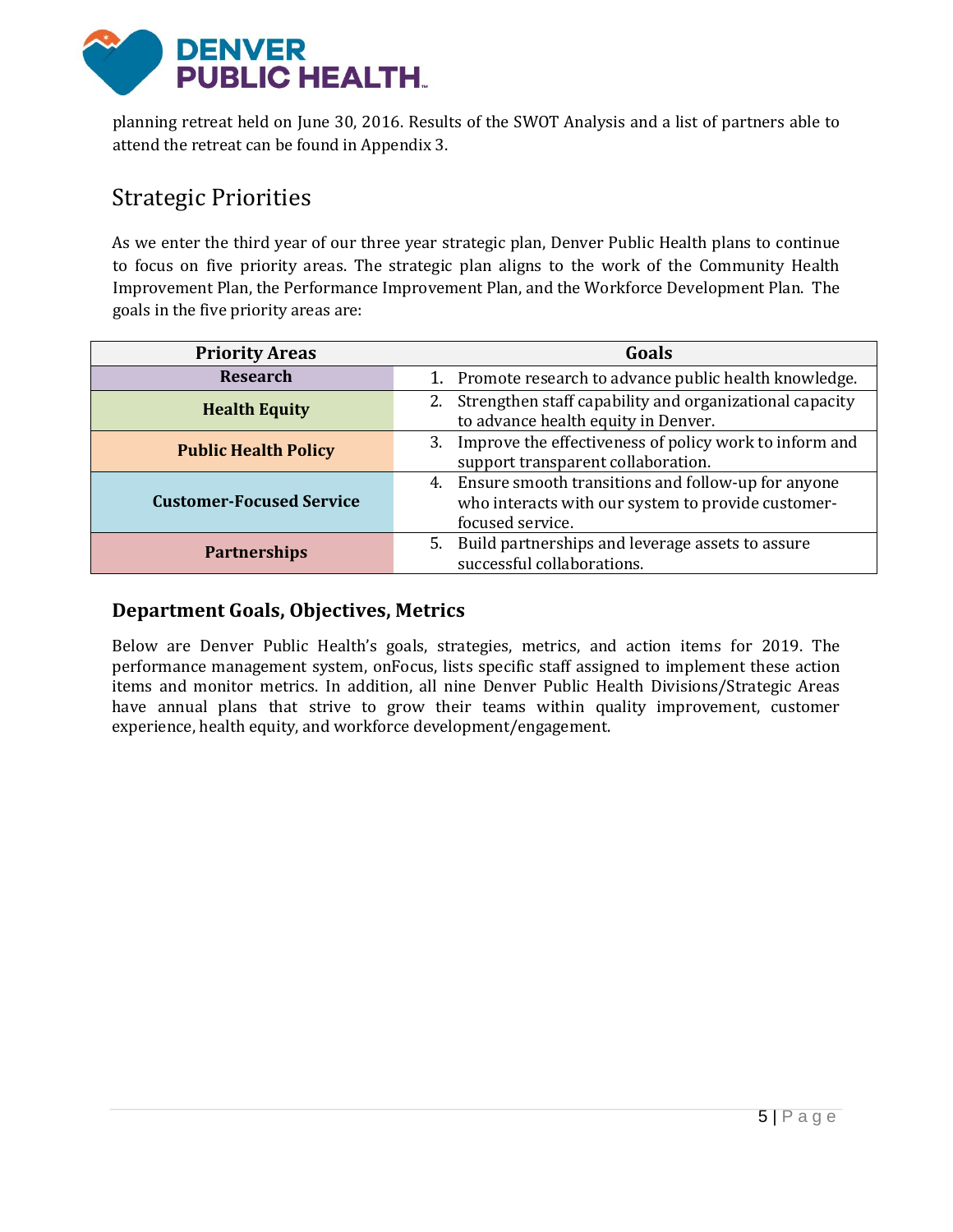planning retreat held on June 30, 2016. Results of the SWOT Analysis and a list of partners able to attend the retreat can be found in Appendix 3.

## Strategic Priorities

As we enter the third year of our three year strategic plan, Denver Public Health plans to continue to focus on five priority areas. The strategic plan aligns to the work of the Community Health Improvement Plan, the Performance Improvement Plan, and the Workforce Development Plan. The goals in the five priority areas are:

| Priority Areas | Goals |
|---|---|
| **Research** | 1. Promote research to advance public health knowledge. |
| **Health Equity** | 2. Strengthen staff capability and organizational capacity to advance health equity in Denver. |
| **Public Health Policy** | 3. Improve the effectiveness of policy work to inform and support transparent collaboration. |
| **Customer-Focused Service** | 4. Ensure smooth transitions and follow-up for anyone who interacts with our system to provide customer-focused service. |
| **Partnerships** | 5. Build partnerships and leverage assets to assure successful collaborations. |

### Department Goals, Objectives, Metrics

Below are Denver Public Health's goals, strategies, metrics, and action items for 2019. The performance management system, onFocus, lists specific staff assigned to implement these action items and monitor metrics. In addition, all nine Denver Public Health Divisions/Strategic Areas have annual plans that strive to grow their teams within quality improvement, customer experience, health equity, and workforce development/engagement.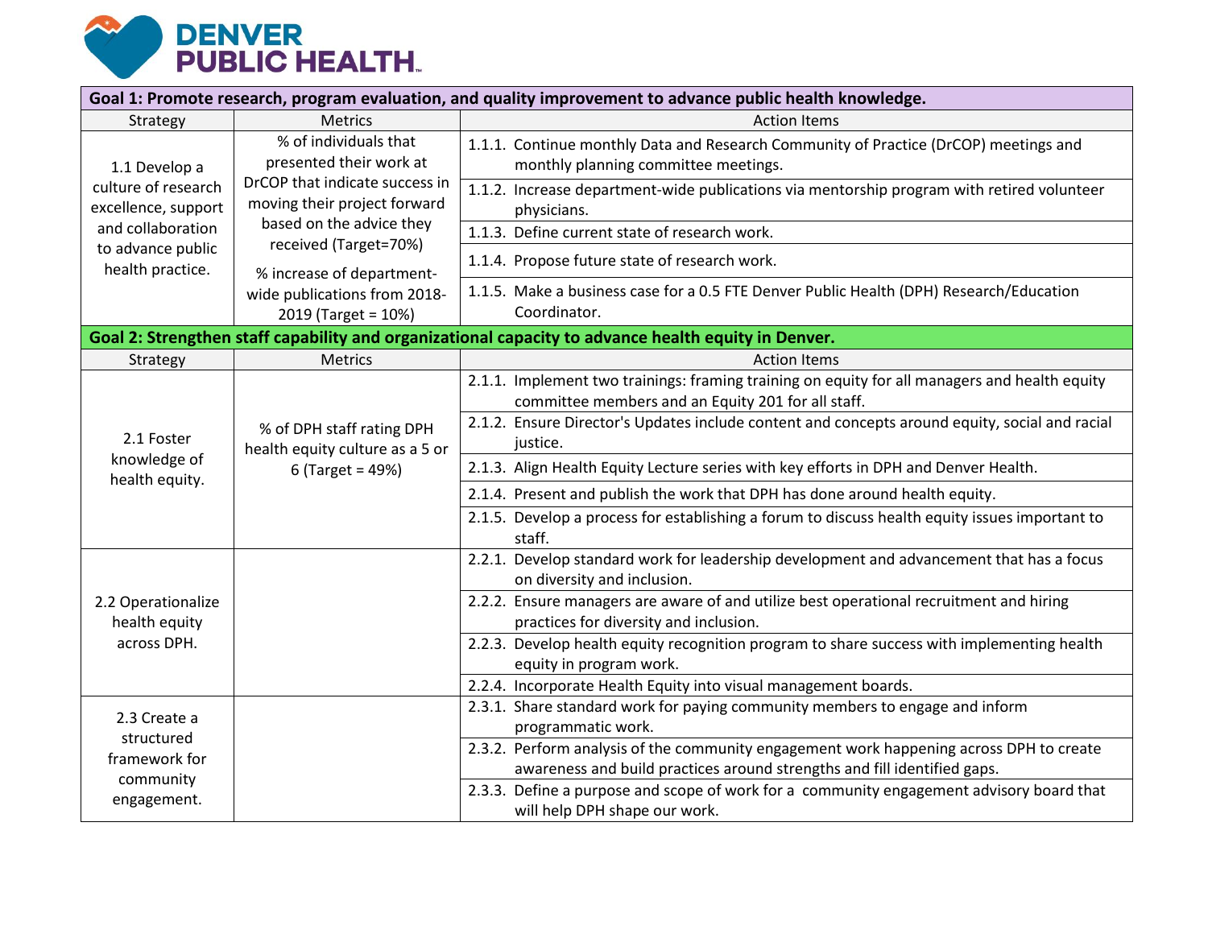**DENVER PUBLIC HEALTH**

| Goal 1: Promote research, program evaluation, and quality improvement to advance public health knowledge. | | |
|---|---|---|
| Strategy | Metrics | Action Items |
| 1.1 Develop a culture of research excellence, support and collaboration to advance public health practice. | % of individuals that presented their work at DrCOP that indicate success in moving their project forward based on the advice they received (Target=70%)<br><br>% increase of department-wide publications from 2018-2019 (Target = 10%) | 1.1.1. Continue monthly Data and Research Community of Practice (DrCOP) meetings and monthly planning committee meetings.<br>1.1.2. Increase department-wide publications via mentorship program with retired volunteer physicians.<br>1.1.3. Define current state of research work.<br>1.1.4. Propose future state of research work.<br>1.1.5. Make a business case for a 0.5 FTE Denver Public Health (DPH) Research/Education Coordinator. |

| Goal 2: Strengthen staff capability and organizational capacity to advance health equity in Denver. | | |
|---|---|---|
| Strategy | Metrics | Action Items |
| 2.1 Foster knowledge of health equity. | % of DPH staff rating DPH health equity culture as a 5 or 6 (Target = 49%) | 2.1.1. Implement two trainings: framing training on equity for all managers and health equity committee members and an Equity 201 for all staff.<br>2.1.2. Ensure Director's Updates include content and concepts around equity, social and racial justice.<br>2.1.3. Align Health Equity Lecture series with key efforts in DPH and Denver Health.<br>2.1.4. Present and publish the work that DPH has done around health equity.<br>2.1.5. Develop a process for establishing a forum to discuss health equity issues important to staff. |
| 2.2 Operationalize health equity across DPH. | | 2.2.1. Develop standard work for leadership development and advancement that has a focus on diversity and inclusion.<br>2.2.2. Ensure managers are aware of and utilize best operational recruitment and hiring practices for diversity and inclusion.<br>2.2.3. Develop health equity recognition program to share success with implementing health equity in program work.<br>2.2.4. Incorporate Health Equity into visual management boards. |
| 2.3 Create a structured framework for community engagement. | | 2.3.1. Share standard work for paying community members to engage and inform programmatic work.<br>2.3.2. Perform analysis of the community engagement work happening across DPH to create awareness and build practices around strengths and fill identified gaps.<br>2.3.3. Define a purpose and scope of work for a community engagement advisory board that will help DPH shape our work. |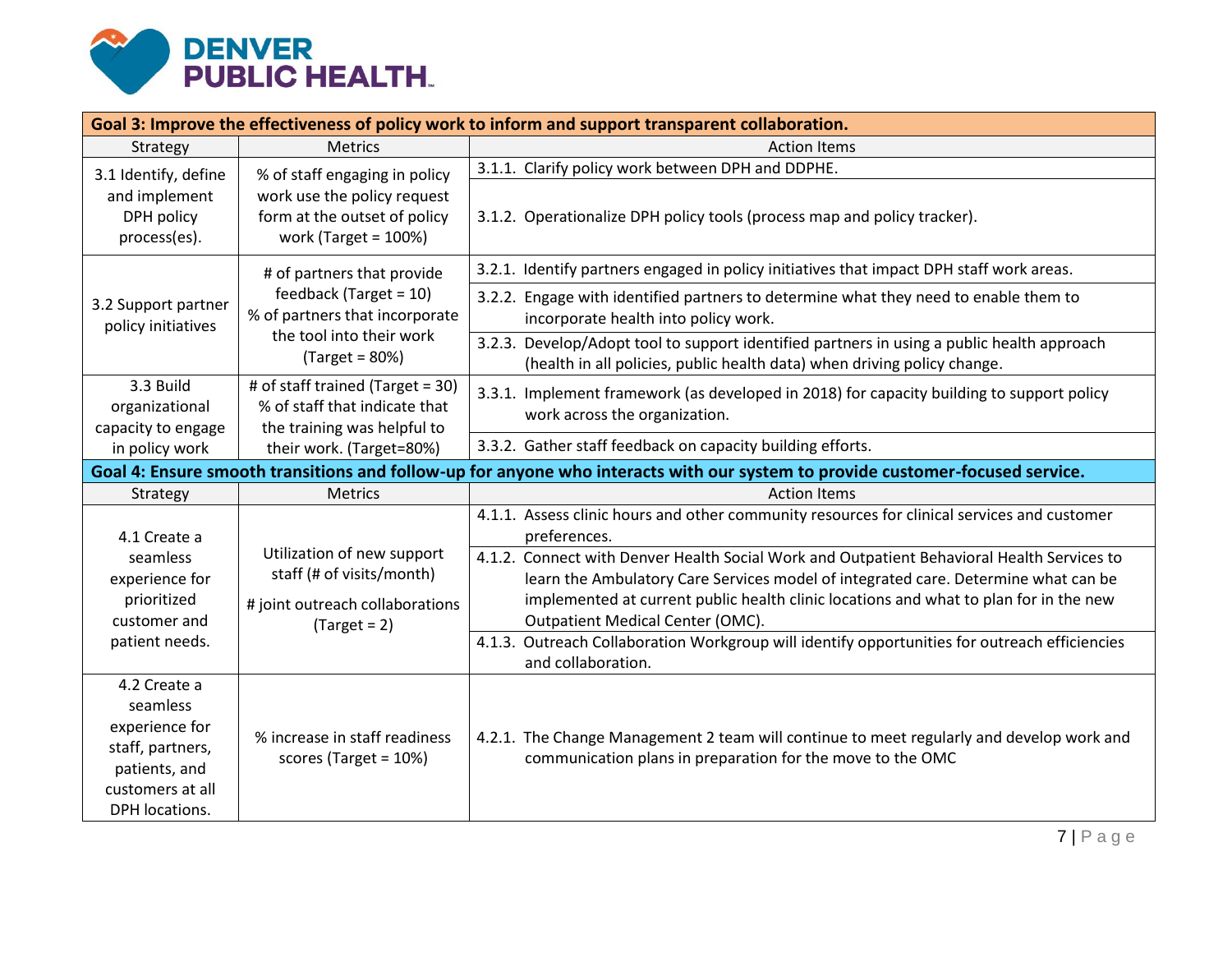| Goal 3: Improve the effectiveness of policy work to inform and support transparent collaboration. | | |
|---|---|---|
| **Strategy** | **Metrics** | **Action Items** |
| 3.1 Identify, define and implement DPH policy process(es). | % of staff engaging in policy work use the policy request form at the outset of policy work (Target = 100%) | 3.1.1. Clarify policy work between DPH and DDPHE. |
| | | 3.1.2. Operationalize DPH policy tools (process map and policy tracker). |
| 3.2 Support partner policy initiatives | # of partners that provide feedback (Target = 10)<br>% of partners that incorporate the tool into their work (Target = 80%) | 3.2.1. Identify partners engaged in policy initiatives that impact DPH staff work areas. |
| | | 3.2.2. Engage with identified partners to determine what they need to enable them to incorporate health into policy work. |
| | | 3.2.3. Develop/Adopt tool to support identified partners in using a public health approach (health in all policies, public health data) when driving policy change. |
| 3.3 Build organizational capacity to engage in policy work | # of staff trained (Target = 30)<br>% of staff that indicate that the training was helpful to their work. (Target=80%) | 3.3.1. Implement framework (as developed in 2018) for capacity building to support policy work across the organization. |
| | | 3.3.2. Gather staff feedback on capacity building efforts. |

| Goal 4: Ensure smooth transitions and follow-up for anyone who interacts with our system to provide customer-focused service. | | |
|---|---|---|
| **Strategy** | **Metrics** | **Action Items** |
| 4.1 Create a seamless experience for prioritized customer and patient needs. | Utilization of new support staff (# of visits/month)<br># joint outreach collaborations (Target = 2) | 4.1.1. Assess clinic hours and other community resources for clinical services and customer preferences. |
| | | 4.1.2. Connect with Denver Health Social Work and Outpatient Behavioral Health Services to learn the Ambulatory Care Services model of integrated care. Determine what can be implemented at current public health clinic locations and what to plan for in the new Outpatient Medical Center (OMC). |
| | | 4.1.3. Outreach Collaboration Workgroup will identify opportunities for outreach efficiencies and collaboration. |
| 4.2 Create a seamless experience for staff, partners, patients, and customers at all DPH locations. | % increase in staff readiness scores (Target = 10%) | 4.2.1. The Change Management 2 team will continue to meet regularly and develop work and communication plans in preparation for the move to the OMC |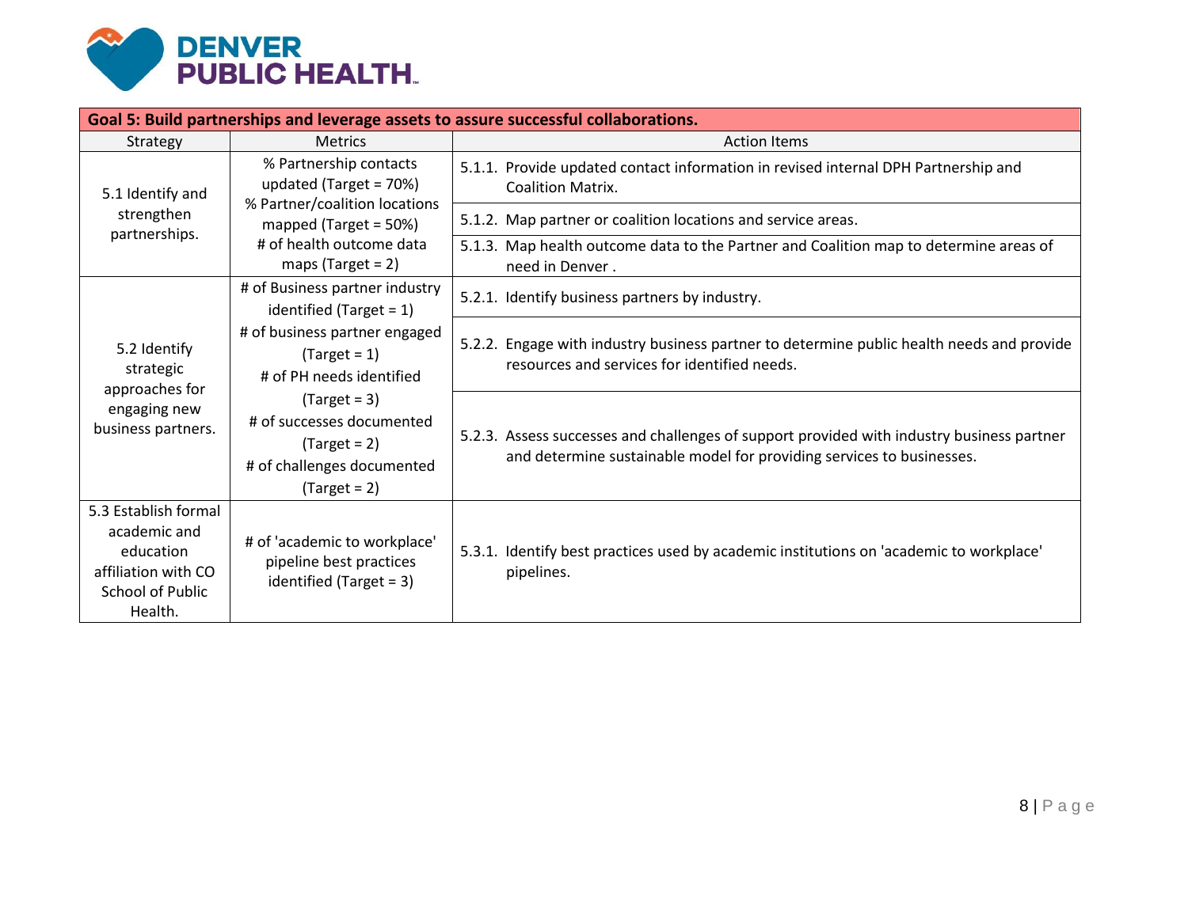| Goal 5: Build partnerships and leverage assets to assure successful collaborations. | | |
|---|---|---|
| Strategy | Metrics | Action Items |
| 5.1 Identify and strengthen partnerships. | % Partnership contacts updated (Target = 70%)<br>% Partner/coalition locations mapped (Target = 50%)<br># of health outcome data maps (Target = 2) | 5.1.1. Provide updated contact information in revised internal DPH Partnership and Coalition Matrix. |
| | | 5.1.2. Map partner or coalition locations and service areas. |
| | | 5.1.3. Map health outcome data to the Partner and Coalition map to determine areas of need in Denver . |
| 5.2 Identify strategic approaches for engaging new business partners. | # of Business partner industry identified (Target = 1)<br># of business partner engaged (Target = 1)<br># of PH needs identified (Target = 3)<br># of successes documented (Target = 2)<br># of challenges documented (Target = 2) | 5.2.1. Identify business partners by industry. |
| | | 5.2.2. Engage with industry business partner to determine public health needs and provide resources and services for identified needs. |
| | | 5.2.3. Assess successes and challenges of support provided with industry business partner and determine sustainable model for providing services to businesses. |
| 5.3 Establish formal academic and education affiliation with CO School of Public Health. | # of 'academic to workplace' pipeline best practices identified (Target = 3) | 5.3.1. Identify best practices used by academic institutions on 'academic to workplace' pipelines. |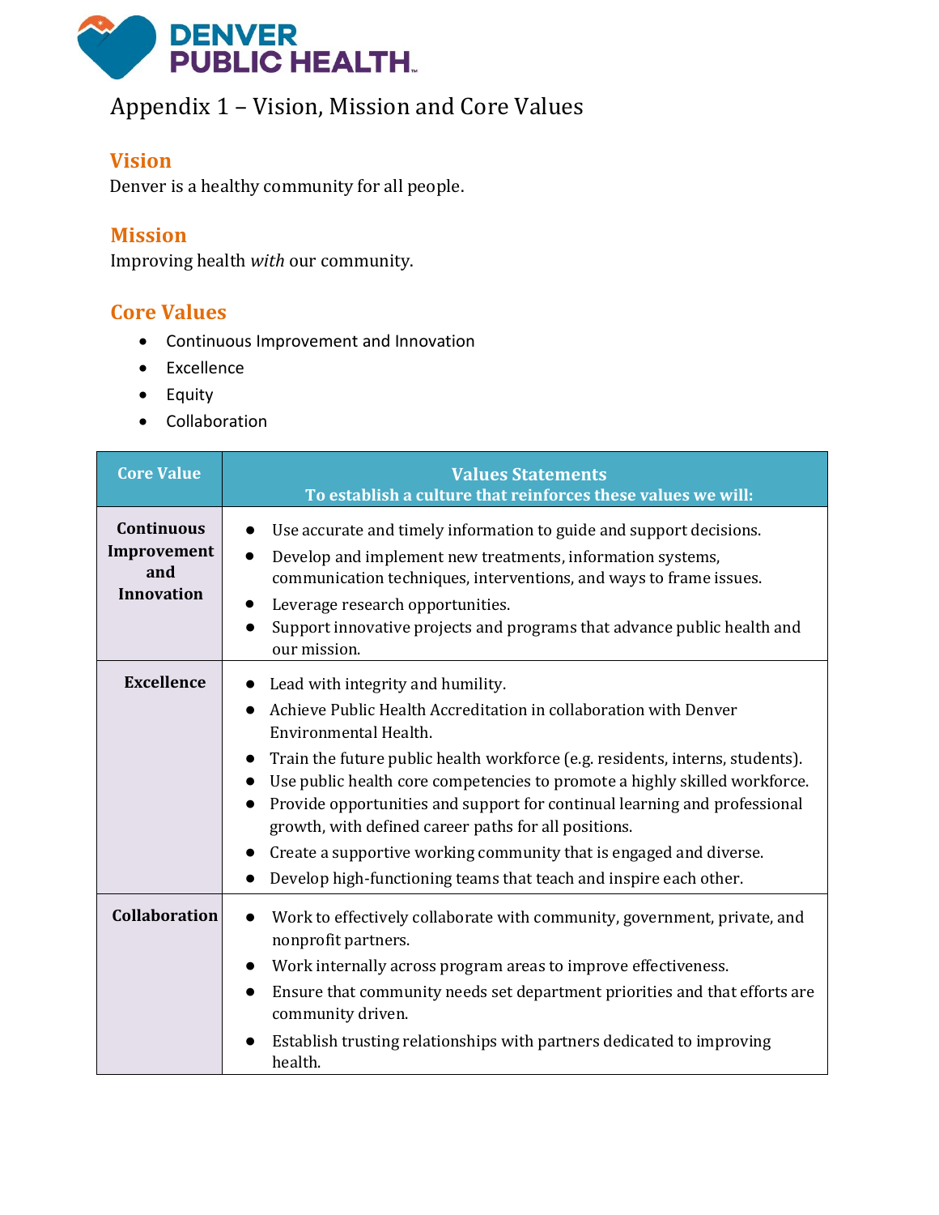# Appendix 1 – Vision, Mission and Core Values

## Vision

Denver is a healthy community for all people.

## Mission

Improving health *with* our community.

## Core Values

- Continuous Improvement and Innovation
- Excellence
- Equity
- Collaboration

| Core Value | Values Statements<br>To establish a culture that reinforces these values we will: |
| --- | --- |
| **Continuous Improvement and Innovation** | • Use accurate and timely information to guide and support decisions.<br>• Develop and implement new treatments, information systems, communication techniques, interventions, and ways to frame issues.<br>• Leverage research opportunities.<br>• Support innovative projects and programs that advance public health and our mission. |
| **Excellence** | • Lead with integrity and humility.<br>• Achieve Public Health Accreditation in collaboration with Denver Environmental Health.<br>• Train the future public health workforce (e.g. residents, interns, students).<br>• Use public health core competencies to promote a highly skilled workforce.<br>• Provide opportunities and support for continual learning and professional growth, with defined career paths for all positions.<br>• Create a supportive working community that is engaged and diverse.<br>• Develop high-functioning teams that teach and inspire each other. |
| **Collaboration** | • Work to effectively collaborate with community, government, private, and nonprofit partners.<br>• Work internally across program areas to improve effectiveness.<br>• Ensure that community needs set department priorities and that efforts are community driven.<br>• Establish trusting relationships with partners dedicated to improving health. |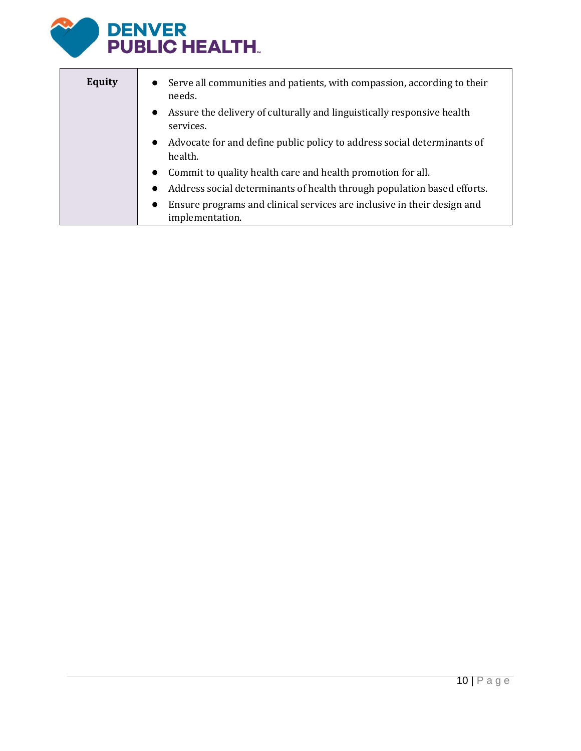| Equity | <ul><li>Serve all communities and patients, with compassion, according to their needs.</li><li>Assure the delivery of culturally and linguistically responsive health services.</li><li>Advocate for and define public policy to address social determinants of health.</li><li>Commit to quality health care and health promotion for all.</li><li>Address social determinants of health through population based efforts.</li><li>Ensure programs and clinical services are inclusive in their design and implementation.</li></ul> |
| --- | --- |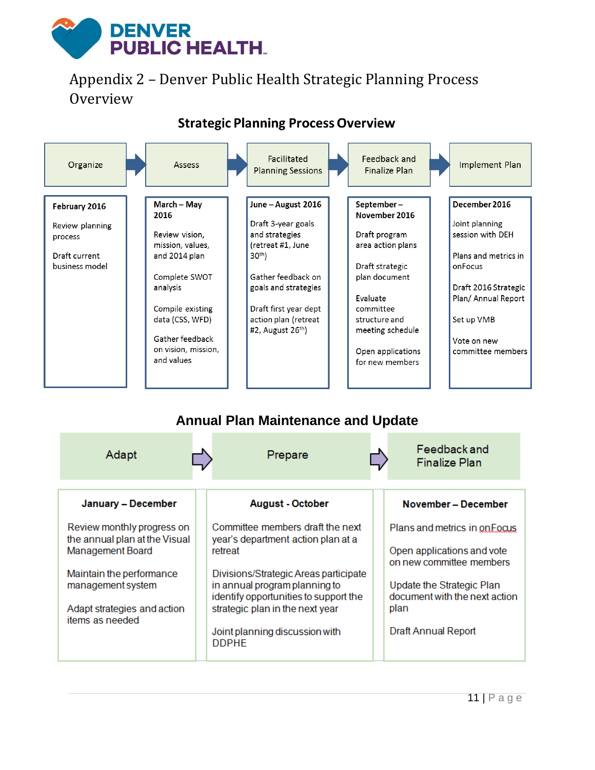# Appendix 2 – Denver Public Health Strategic Planning Process Overview

## Strategic Planning Process Overview

| Organize | Assess | Facilitated Planning Sessions | Feedback and Finalize Plan | Implement Plan |
|---|---|---|---|---|
| **February 2016**<br><br>Review planning process<br><br>Draft current business model | **March – May 2016**<br><br>Review vision, mission, values, and 2014 plan<br><br>Complete SWOT analysis<br><br>Compile existing data (CSS, WFD)<br><br>Gather feedback on vision, mission, and values | **June – August 2016**<br><br>Draft 3-year goals and strategies (retreat #1, June 30th)<br><br>Gather feedback on goals and strategies<br><br>Draft first year dept action plan (retreat #2, August 26th) | **September – November 2016**<br><br>Draft program area action plans<br><br>Draft strategic plan document<br><br>Evaluate committee structure and meeting schedule<br><br>Open applications for new members | **December 2016**<br><br>Joint planning session with DEH<br><br>Plans and metrics in onFocus<br><br>Draft 2016 Strategic Plan/ Annual Report<br><br>Set up VMB<br><br>Vote on new committee members |

## Annual Plan Maintenance and Update

| Adapt | Prepare | Feedback and Finalize Plan |
|---|---|---|
| **January – December**<br><br>Review monthly progress on the annual plan at the Visual Management Board<br><br>Maintain the performance management system<br><br>Adapt strategies and action items as needed | **August - October**<br><br>Committee members draft the next year's department action plan at a retreat<br><br>Divisions/Strategic Areas participate in annual program planning to identify opportunities to support the strategic plan in the next year<br><br>Joint planning discussion with DDPHE | **November – December**<br><br>Plans and metrics in onFocus<br><br>Open applications and vote on new committee members<br><br>Update the Strategic Plan document with the next action plan<br><br>Draft Annual Report |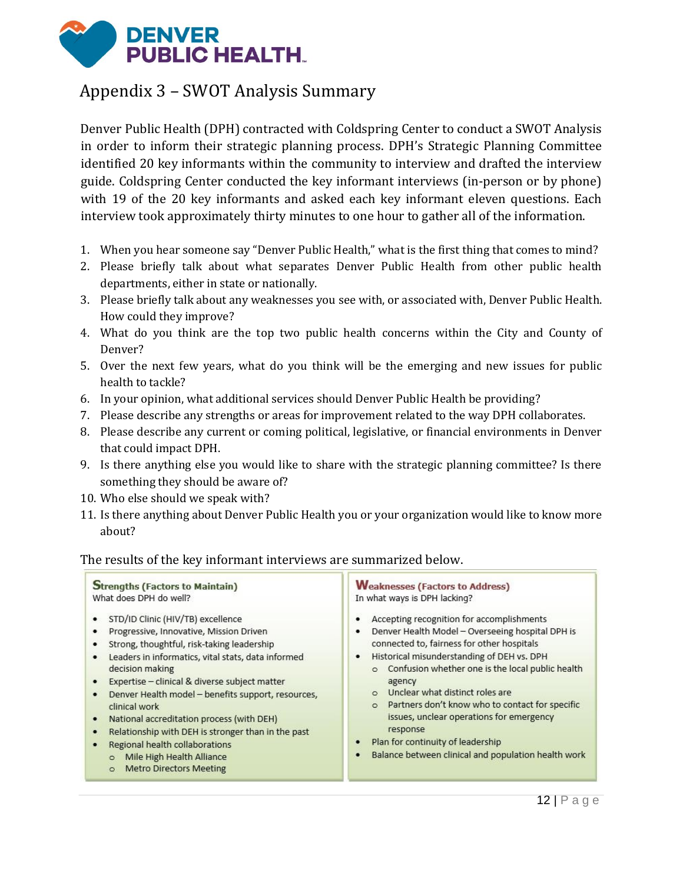# Appendix 3 – SWOT Analysis Summary

Denver Public Health (DPH) contracted with Coldspring Center to conduct a SWOT Analysis in order to inform their strategic planning process. DPH's Strategic Planning Committee identified 20 key informants within the community to interview and drafted the interview guide. Coldspring Center conducted the key informant interviews (in-person or by phone) with 19 of the 20 key informants and asked each key informant eleven questions. Each interview took approximately thirty minutes to one hour to gather all of the information.

1. When you hear someone say "Denver Public Health," what is the first thing that comes to mind?
2. Please briefly talk about what separates Denver Public Health from other public health departments, either in state or nationally.
3. Please briefly talk about any weaknesses you see with, or associated with, Denver Public Health. How could they improve?
4. What do you think are the top two public health concerns within the City and County of Denver?
5. Over the next few years, what do you think will be the emerging and new issues for public health to tackle?
6. In your opinion, what additional services should Denver Public Health be providing?
7. Please describe any strengths or areas for improvement related to the way DPH collaborates.
8. Please describe any current or coming political, legislative, or financial environments in Denver that could impact DPH.
9. Is there anything else you would like to share with the strategic planning committee? Is there something they should be aware of?
10. Who else should we speak with?
11. Is there anything about Denver Public Health you or your organization would like to know more about?

The results of the key informant interviews are summarized below.

**Strengths (Factors to Maintain)**
What does DPH do well?

- STD/ID Clinic (HIV/TB) excellence
- Progressive, Innovative, Mission Driven
- Strong, thoughtful, risk-taking leadership
- Leaders in informatics, vital stats, data informed decision making
- Expertise – clinical & diverse subject matter
- Denver Health model – benefits support, resources, clinical work
- National accreditation process (with DEH)
- Relationship with DEH is stronger than in the past
- Regional health collaborations
  - Mile High Health Alliance
  - Metro Directors Meeting

**Weaknesses (Factors to Address)**
In what ways is DPH lacking?

- Accepting recognition for accomplishments
- Denver Health Model – Overseeing hospital DPH is connected to, fairness for other hospitals
- Historical misunderstanding of DEH vs. DPH
  - Confusion whether one is the local public health agency
  - Unclear what distinct roles are
  - Partners don't know who to contact for specific issues, unclear operations for emergency response
- Plan for continuity of leadership
- Balance between clinical and population health work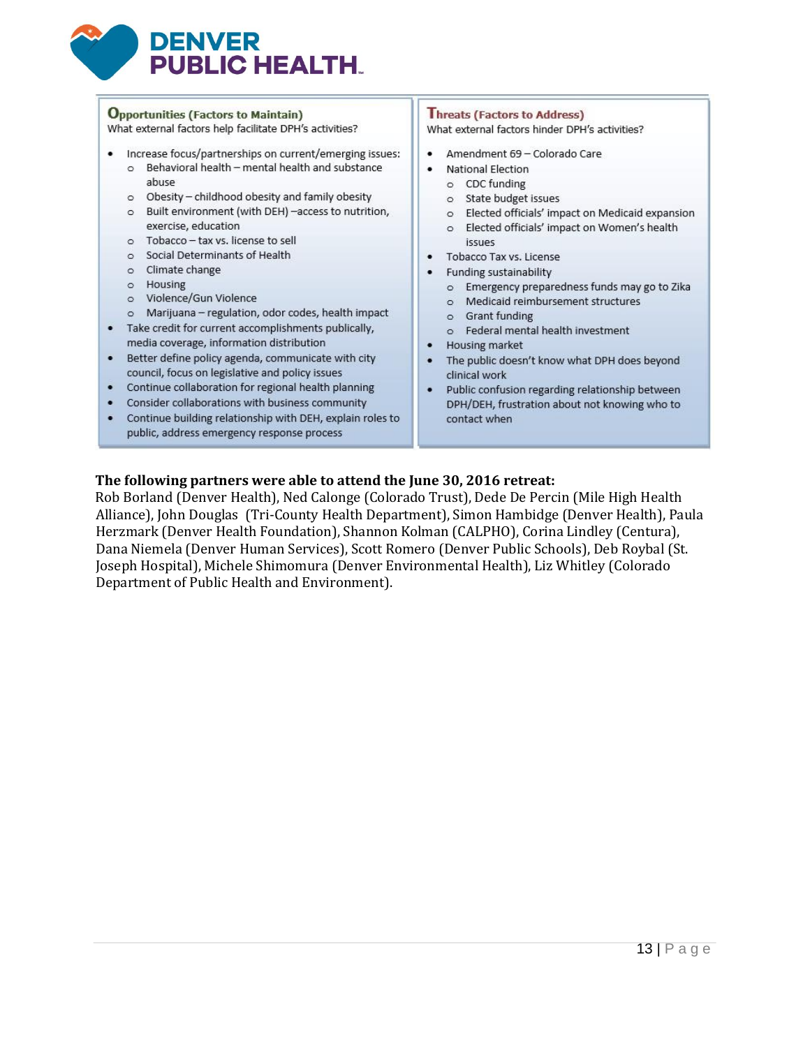DENVER PUBLIC HEALTH

### Opportunities (Factors to Maintain)

What external factors help facilitate DPH's activities?

- Increase focus/partnerships on current/emerging issues:
  - Behavioral health – mental health and substance abuse
  - Obesity – childhood obesity and family obesity
  - Built environment (with DEH) –access to nutrition, exercise, education
  - Tobacco – tax vs. license to sell
  - Social Determinants of Health
  - Climate change
  - Housing
  - Violence/Gun Violence
  - Marijuana – regulation, odor codes, health impact
- Take credit for current accomplishments publically, media coverage, information distribution
- Better define policy agenda, communicate with city council, focus on legislative and policy issues
- Continue collaboration for regional health planning
- Consider collaborations with business community
- Continue building relationship with DEH, explain roles to public, address emergency response process

### Threats (Factors to Address)

What external factors hinder DPH's activities?

- Amendment 69 – Colorado Care
- National Election
  - CDC funding
  - State budget issues
  - Elected officials' impact on Medicaid expansion
  - Elected officials' impact on Women's health issues
- Tobacco Tax vs. License
- Funding sustainability
  - Emergency preparedness funds may go to Zika
  - Medicaid reimbursement structures
  - Grant funding
  - Federal mental health investment
- Housing market
- The public doesn't know what DPH does beyond clinical work
- Public confusion regarding relationship between DPH/DEH, frustration about not knowing who to contact when

**The following partners were able to attend the June 30, 2016 retreat:**

Rob Borland (Denver Health), Ned Calonge (Colorado Trust), Dede De Percin (Mile High Health Alliance), John Douglas (Tri-County Health Department), Simon Hambidge (Denver Health), Paula Herzmark (Denver Health Foundation), Shannon Kolman (CALPHO), Corina Lindley (Centura), Dana Niemela (Denver Human Services), Scott Romero (Denver Public Schools), Deb Roybal (St. Joseph Hospital), Michele Shimomura (Denver Environmental Health), Liz Whitley (Colorado Department of Public Health and Environment).